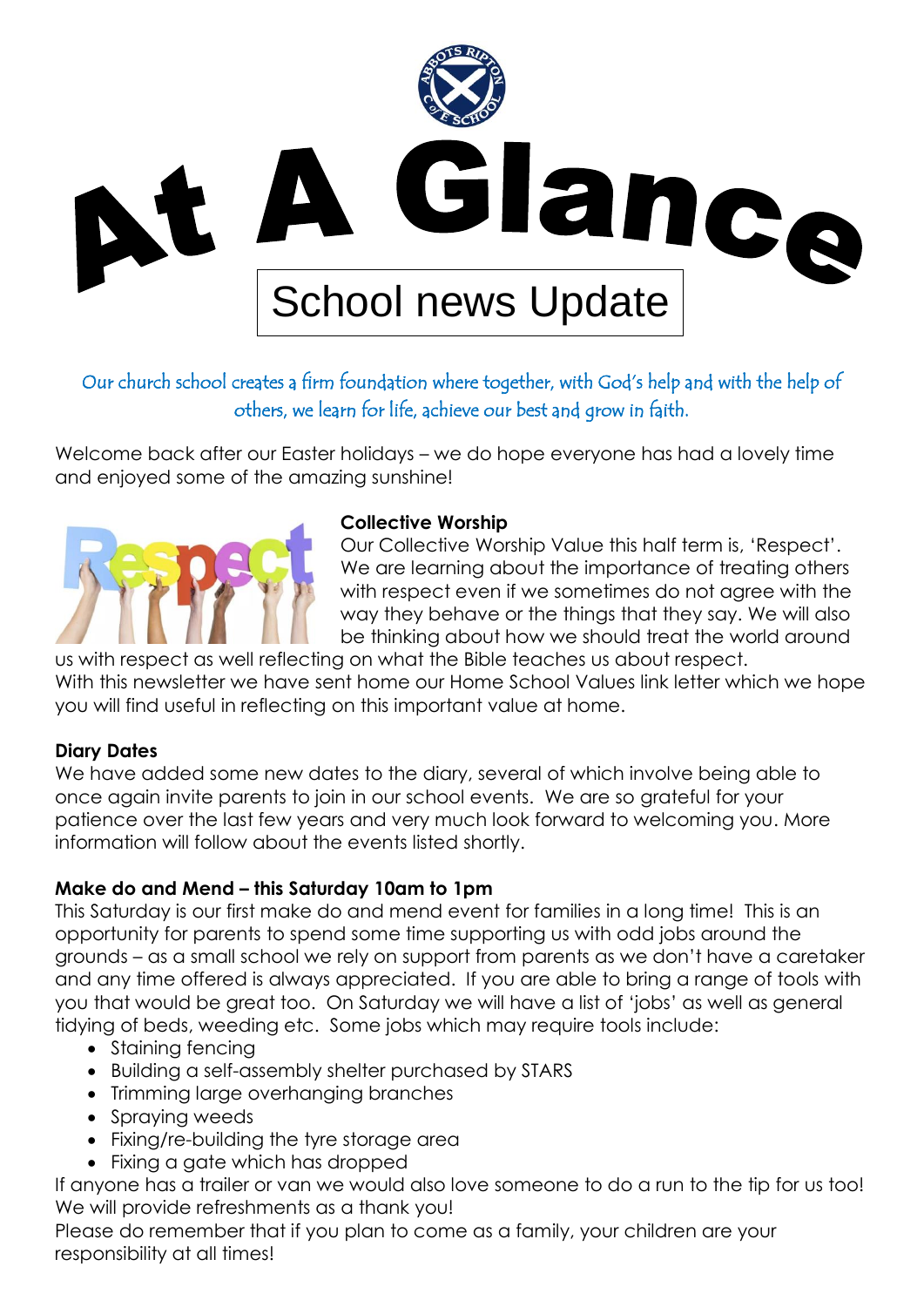# At A Glance

School news Update

*Our church school creates a firm foundation where together, with God's help and with the help of others, we learn for life, achieve our best and grow in faith.*

Welcome back after our Easter holidays – we do hope everyone has had a lovely time and enjoyed some of the amazing sunshine!

**Collective Worship**

Our Collective Worship Value this half term is, 'Respect'. We are learning about the importance of treating others with respect even if we sometimes do not agree with the way they behave or the things that they say. We will also be thinking about how we should treat the world around us with respect as well reflecting on what the Bible teaches us about respect.
With this newsletter we have sent home our Home School Values link letter which we hope you will find useful in reflecting on this important value at home.

**Diary Dates**

We have added some new dates to the diary, several of which involve being able to once again invite parents to join in our school events. We are so grateful for your patience over the last few years and very much look forward to welcoming you. More information will follow about the events listed shortly.

**Make do and Mend – this Saturday 10am to 1pm**

This Saturday is our first make do and mend event for families in a long time! This is an opportunity for parents to spend some time supporting us with odd jobs around the grounds – as a small school we rely on support from parents as we don't have a caretaker and any time offered is always appreciated. If you are able to bring a range of tools with you that would be great too. On Saturday we will have a list of 'jobs' as well as general tidying of beds, weeding etc. Some jobs which may require tools include:

- Staining fencing
- Building a self-assembly shelter purchased by STARS
- Trimming large overhanging branches
- Spraying weeds
- Fixing/re-building the tyre storage area
- Fixing a gate which has dropped

If anyone has a trailer or van we would also love someone to do a run to the tip for us too!
We will provide refreshments as a thank you!
Please do remember that if you plan to come as a family, your children are your responsibility at all times!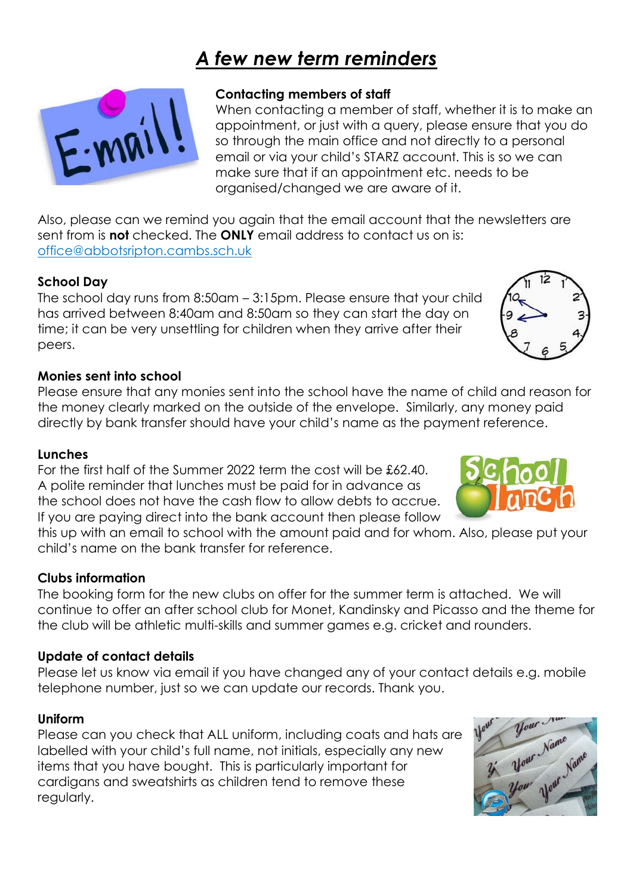# *A few new term reminders*

**Contacting members of staff**

When contacting a member of staff, whether it is to make an appointment, or just with a query, please ensure that you do so through the main office and not directly to a personal email or via your child's STARZ account. This is so we can make sure that if an appointment etc. needs to be organised/changed we are aware of it.

Also, please can we remind you again that the email account that the newsletters are sent from is **not** checked. The **ONLY** email address to contact us on is: office@abbotsripton.cambs.sch.uk

**School Day**

The school day runs from 8:50am – 3:15pm. Please ensure that your child has arrived between 8:40am and 8:50am so they can start the day on time; it can be very unsettling for children when they arrive after their peers.

**Monies sent into school**

Please ensure that any monies sent into the school have the name of child and reason for the money clearly marked on the outside of the envelope. Similarly, any money paid directly by bank transfer should have your child's name as the payment reference.

**Lunches**

For the first half of the Summer 2022 term the cost will be £62.40. A polite reminder that lunches must be paid for in advance as the school does not have the cash flow to allow debts to accrue. If you are paying direct into the bank account then please follow this up with an email to school with the amount paid and for whom. Also, please put your child's name on the bank transfer for reference.

**Clubs information**

The booking form for the new clubs on offer for the summer term is attached. We will continue to offer an after school club for Monet, Kandinsky and Picasso and the theme for the club will be athletic multi-skills and summer games e.g. cricket and rounders.

**Update of contact details**

Please let us know via email if you have changed any of your contact details e.g. mobile telephone number, just so we can update our records. Thank you.

**Uniform**

Please can you check that ALL uniform, including coats and hats are labelled with your child's full name, not initials, especially any new items that you have bought. This is particularly important for cardigans and sweatshirts as children tend to remove these regularly.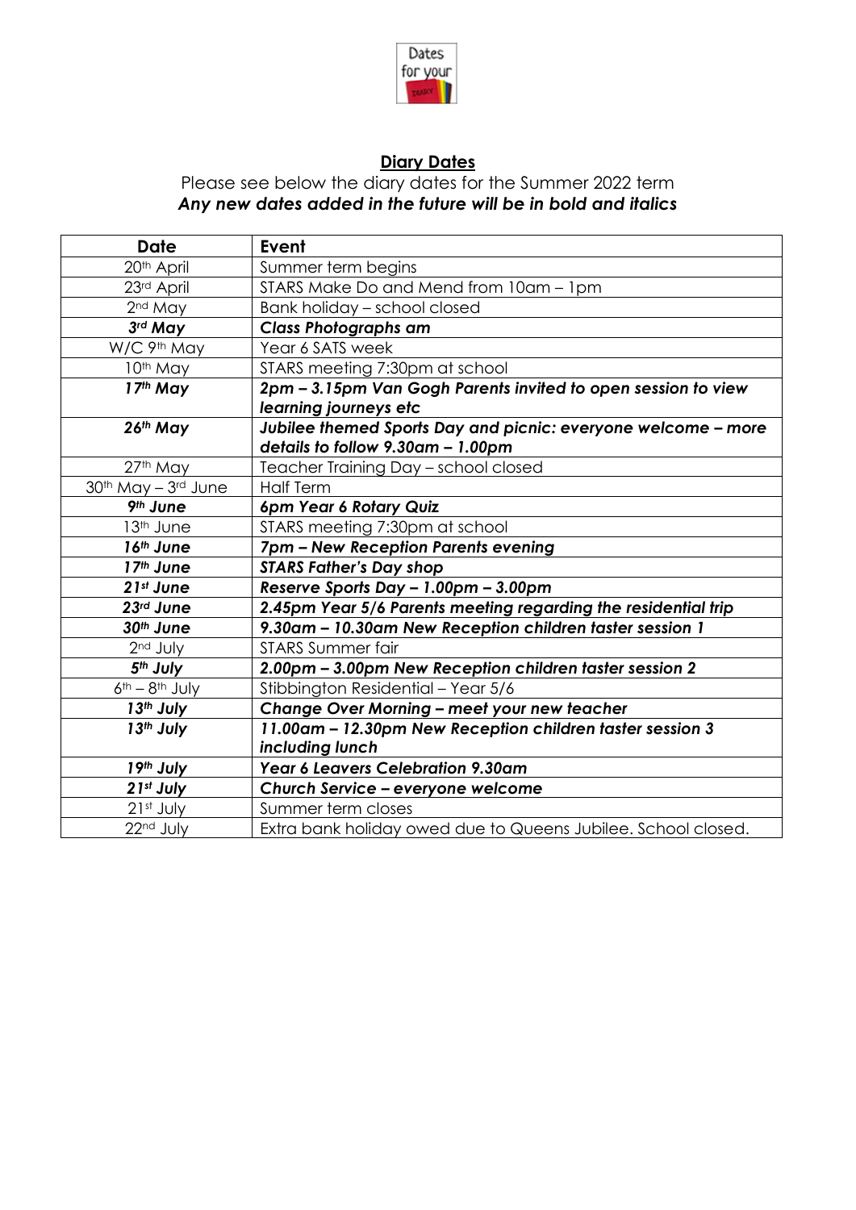**Diary Dates**

Please see below the diary dates for the Summer 2022 term

***Any new dates added in the future will be in bold and italics***

| Date | Event |
|---|---|
| 20th April | Summer term begins |
| 23rd April | STARS Make Do and Mend from 10am – 1pm |
| 2nd May | Bank holiday – school closed |
| ***3rd May*** | ***Class Photographs am*** |
| W/C 9th May | Year 6 SATS week |
| 10th May | STARS meeting 7:30pm at school |
| ***17th May*** | ***2pm – 3.15pm Van Gogh Parents invited to open session to view learning journeys etc*** |
| ***26th May*** | ***Jubilee themed Sports Day and picnic: everyone welcome – more details to follow 9.30am – 1.00pm*** |
| 27th May | Teacher Training Day – school closed |
| 30th May – 3rd June | Half Term |
| ***9th June*** | ***6pm Year 6 Rotary Quiz*** |
| 13th June | STARS meeting 7:30pm at school |
| ***16th June*** | ***7pm – New Reception Parents evening*** |
| ***17th June*** | ***STARS Father's Day shop*** |
| ***21st June*** | ***Reserve Sports Day – 1.00pm – 3.00pm*** |
| ***23rd June*** | ***2.45pm Year 5/6 Parents meeting regarding the residential trip*** |
| ***30th June*** | ***9.30am – 10.30am New Reception children taster session 1*** |
| 2nd July | STARS Summer fair |
| ***5th July*** | ***2.00pm – 3.00pm New Reception children taster session 2*** |
| 6th – 8th July | Stibbington Residential – Year 5/6 |
| ***13th July*** | ***Change Over Morning – meet your new teacher*** |
| ***13th July*** | ***11.00am – 12.30pm New Reception children taster session 3 including lunch*** |
| ***19th July*** | ***Year 6 Leavers Celebration 9.30am*** |
| ***21st July*** | ***Church Service – everyone welcome*** |
| 21st July | Summer term closes |
| 22nd July | Extra bank holiday owed due to Queens Jubilee. School closed. |